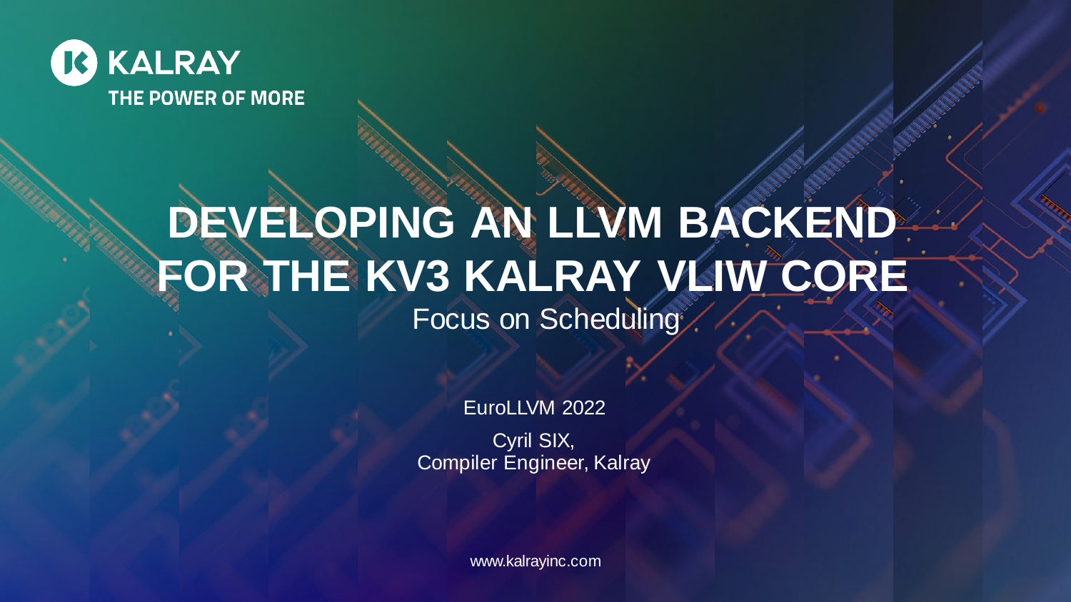KALRAY

THE POWER OF MORE

# DEVELOPING AN LLVM BACKEND FOR THE KV3 KALRAY VLIW CORE

## Focus on Scheduling

EuroLLVM 2022

Cyril SIX,
Compiler Engineer, Kalray

www.kalrayinc.com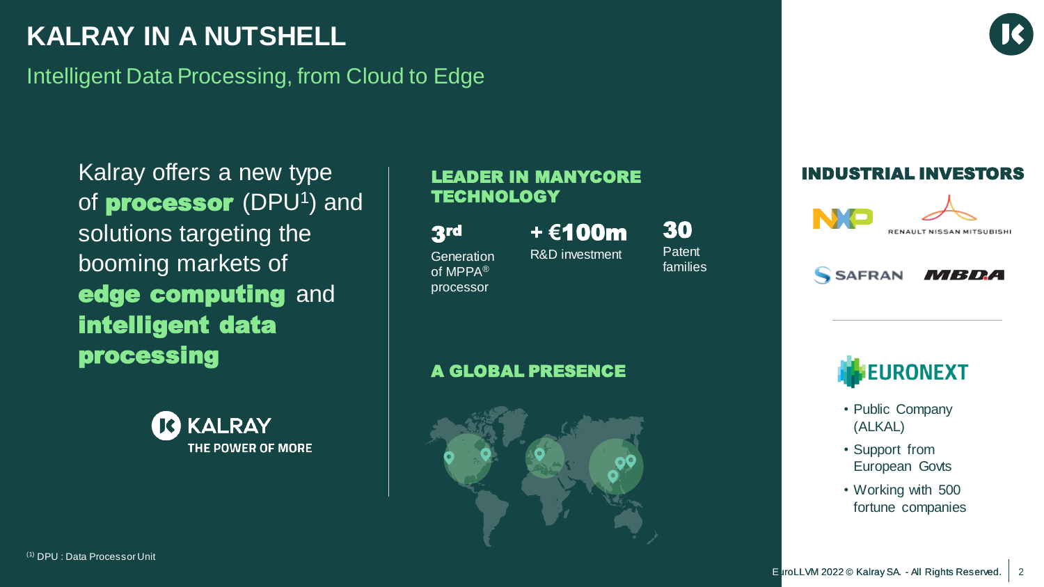# KALRAY IN A NUTSHELL

Intelligent Data Processing, from Cloud to Edge

Kalray offers a new type of **processor** (DPU[1]) and solutions targeting the booming markets of **edge computing** and **intelligent data processing**

KALRAY
THE POWER OF MORE

## LEADER IN MANYCORE TECHNOLOGY

**3rd** Generation of MPPA® processor

**+ €100m** R&D investment

**30** Patent families

## A GLOBAL PRESENCE

## INDUSTRIAL INVESTORS

NXP

RENAULT NISSAN MITSUBISHI

SAFRAN

MBDA

EURONEXT

- Public Company (ALKAL)
- Support from European Govts
- Working with 500 fortune companies

(1) DPU : Data Processor Unit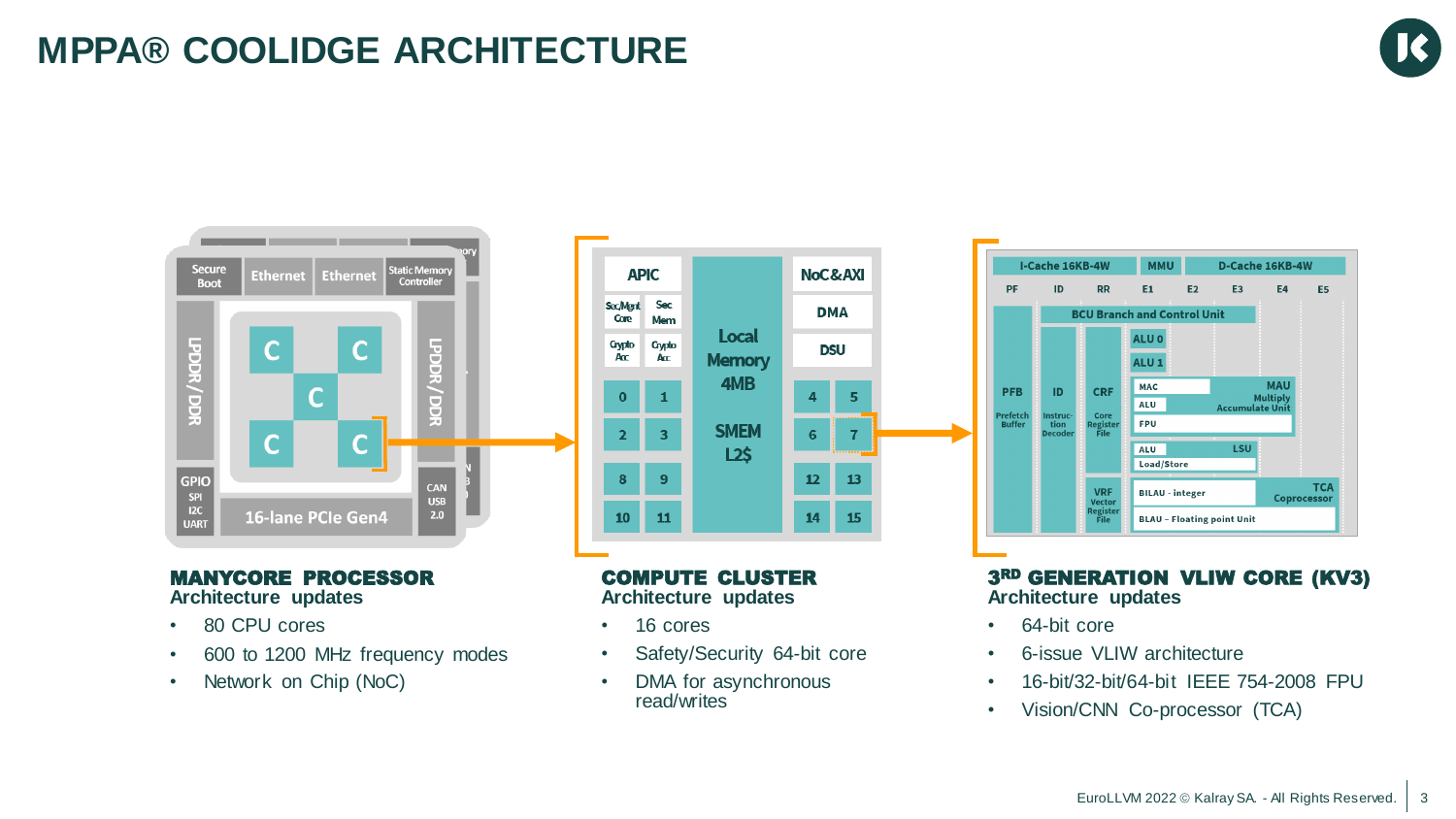# MPPA® COOLIDGE ARCHITECTURE

## MANYCORE PROCESSOR

**Architecture updates**

- 80 CPU cores
- 600 to 1200 MHz frequency modes
- Network on Chip (NoC)

## COMPUTE CLUSTER

**Architecture updates**

- 16 cores
- Safety/Security 64-bit core
- DMA for asynchronous read/writes

## 3RD GENERATION VLIW CORE (KV3)

**Architecture updates**

- 64-bit core
- 6-issue VLIW architecture
- 16-bit/32-bit/64-bit IEEE 754-2008 FPU
- Vision/CNN Co-processor (TCA)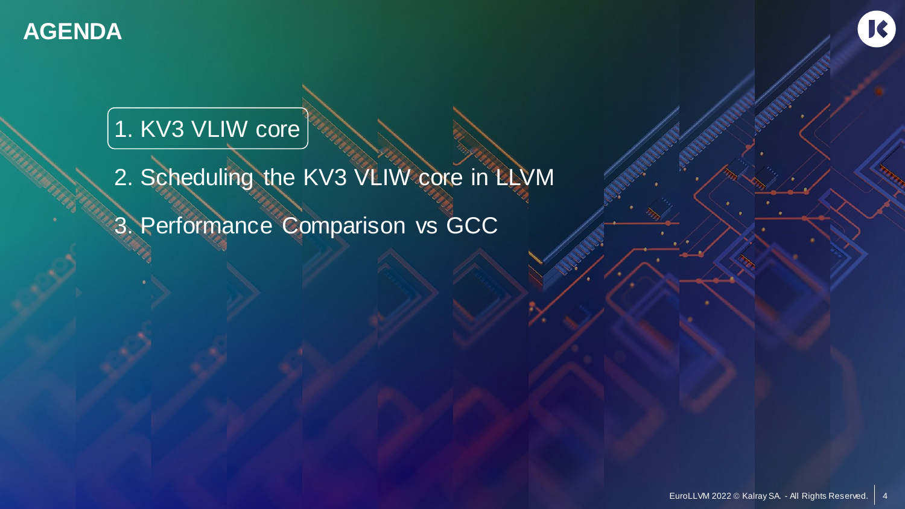# AGENDA

1. KV3 VLIW core
2. Scheduling the KV3 VLIW core in LLVM
3. Performance Comparison vs GCC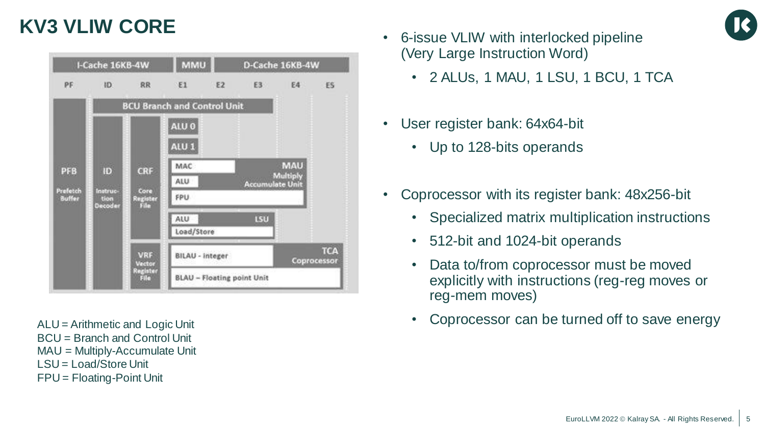# KV3 VLIW CORE

| I-Cache 16KB-4W | | | MMU | | D-Cache 16KB-4W | | |
|---|---|---|---|---|---|---|---|
| PF | ID | RR | E1 | E2 | E3 | E4 | E5 |

- PFB – Prefetch Buffer
- ID – Instruction Decoder
- CRF – Core Register File
- VRF – Vector Register File
- BCU Branch and Control Unit
- ALU 0
- ALU 1
- MAU Multiply Accumulate Unit: MAC, ALU, FPU
- LSU: ALU, Load/Store
- TCA Coprocessor: BILAU - integer, BLAU – Floating point Unit

ALU = Arithmetic and Logic Unit
BCU = Branch and Control Unit
MAU = Multiply-Accumulate Unit
LSU = Load/Store Unit
FPU = Floating-Point Unit

- 6-issue VLIW with interlocked pipeline (Very Large Instruction Word)
  - 2 ALUs, 1 MAU, 1 LSU, 1 BCU, 1 TCA
- User register bank: 64x64-bit
  - Up to 128-bits operands
- Coprocessor with its register bank: 48x256-bit
  - Specialized matrix multiplication instructions
  - 512-bit and 1024-bit operands
  - Data to/from coprocessor must be moved explicitly with instructions (reg-reg moves or reg-mem moves)
  - Coprocessor can be turned off to save energy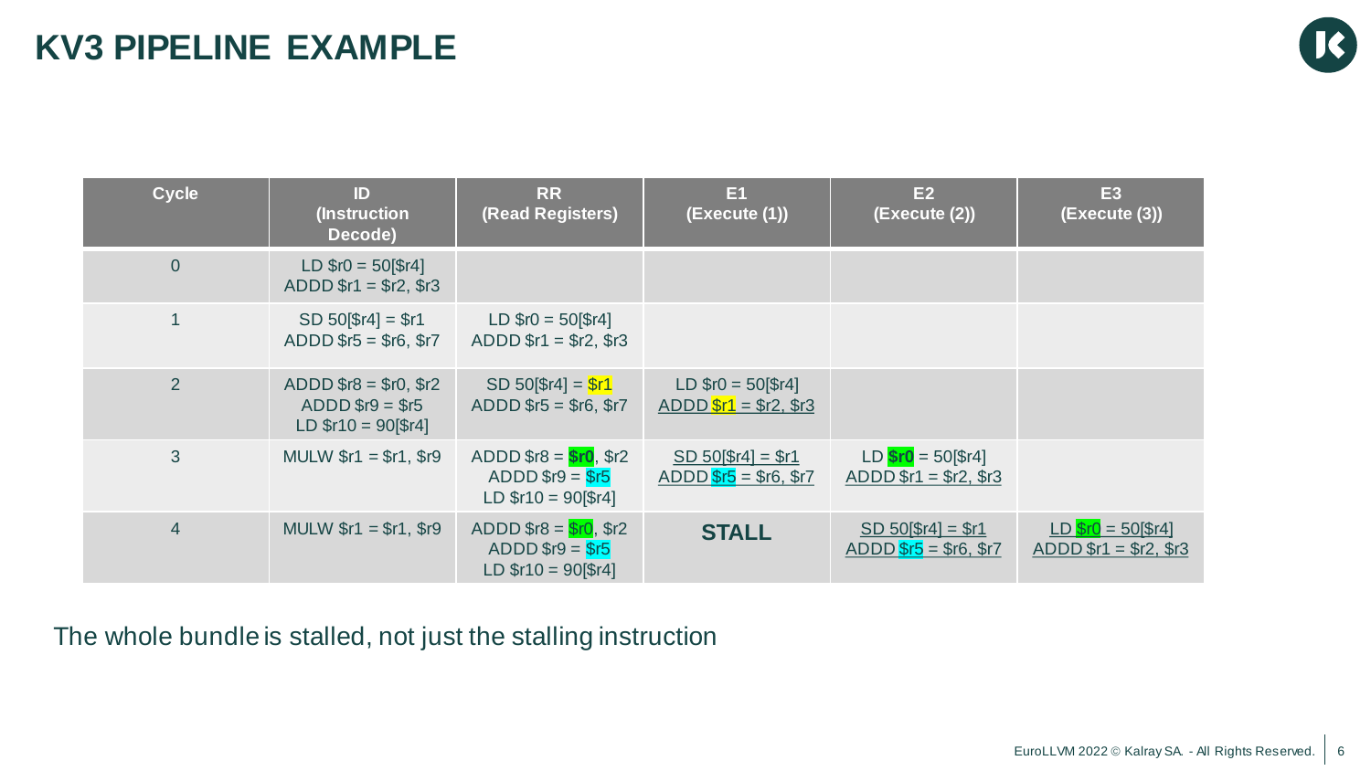# KV3 PIPELINE EXAMPLE

| Cycle | ID (Instruction Decode) | RR (Read Registers) | E1 (Execute (1)) | E2 (Execute (2)) | E3 (Execute (3)) |
|---|---|---|---|---|---|
| 0 | LD $r0 = 50[$r4]<br>ADDD $r1 = $r2, $r3 | | | | |
| 1 | SD 50[$r4] = $r1<br>ADDD $r5 = $r6, $r7 | LD $r0 = 50[$r4]<br>ADDD $r1 = $r2, $r3 | | | |
| 2 | ADDD $r8 = $r0, $r2<br>ADDD $r9 = $r5<br>LD $r10 = 90[$r4] | SD 50[$r4] = $r1<br>ADDD $r5 = $r6, $r7 | LD $r0 = 50[$r4]<br>ADDD $r1 = $r2, $r3 | | |
| 3 | MULW $r1 = $r1, $r9 | ADDD $r8 = **$r0**, $r2<br>ADDD $r9 = $r5<br>LD $r10 = 90[$r4] | SD 50[$r4] = $r1<br>ADDD $r5 = $r6, $r7 | LD **$r0** = 50[$r4]<br>ADDD $r1 = $r2, $r3 | |
| 4 | MULW $r1 = $r1, $r9 | ADDD $r8 = $r0, $r2<br>ADDD $r9 = $r5<br>LD $r10 = 90[$r4] | **STALL** | SD 50[$r4] = $r1<br>ADDD $r5 = $r6, $r7 | LD $r0 = 50[$r4]<br>ADDD $r1 = $r2, $r3 |

The whole bundle is stalled, not just the stalling instruction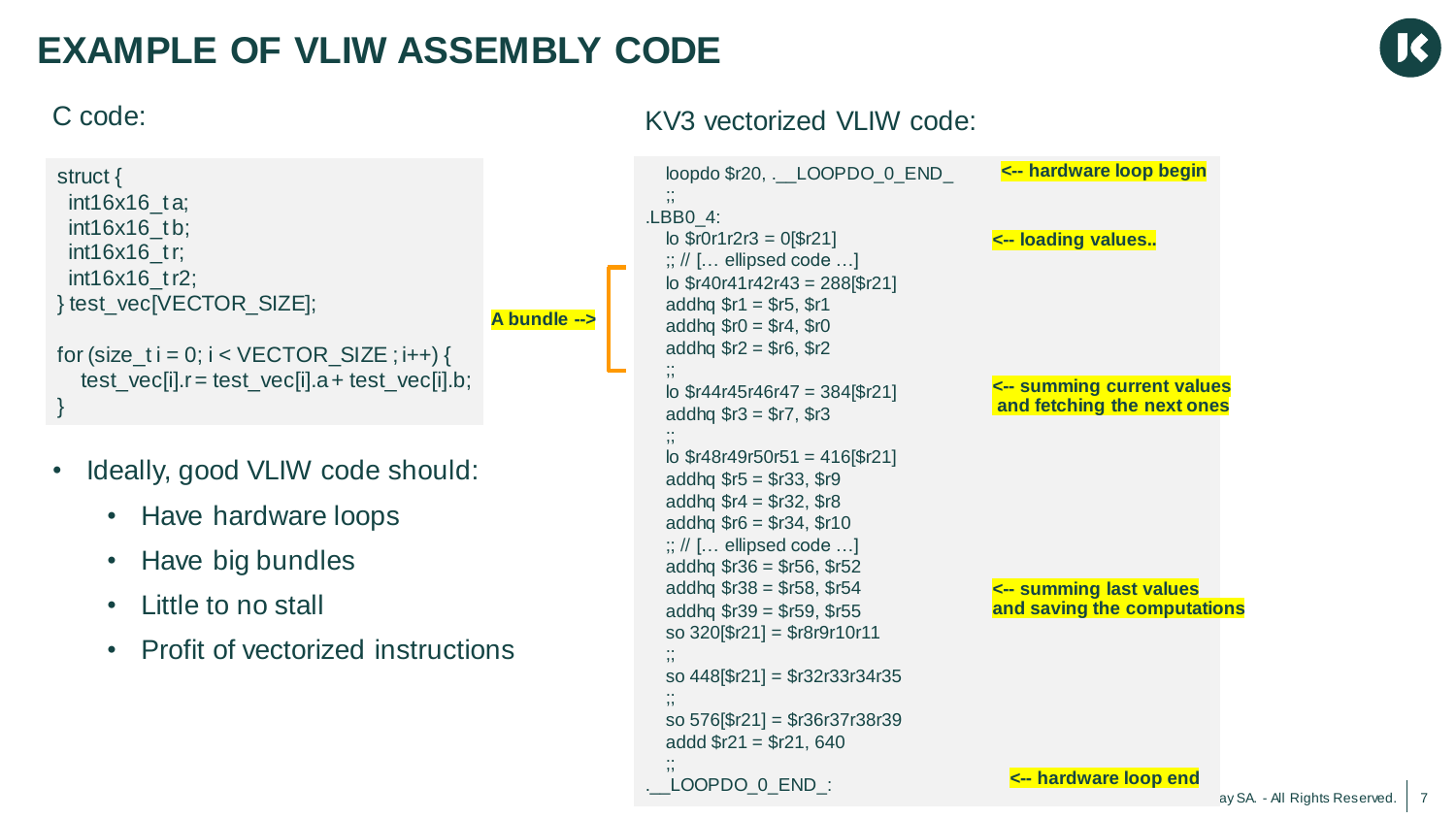# EXAMPLE OF VLIW ASSEMBLY CODE

C code:

```
struct {
  int16x16_t a;
  int16x16_t b;
  int16x16_t r;
  int16x16_t r2;
} test_vec[VECTOR_SIZE];

for (size_t i = 0; i < VECTOR_SIZE ; i++) {
   test_vec[i].r = test_vec[i].a + test_vec[i].b;
}
```

A bundle -->

- Ideally, good VLIW code should:
  - Have hardware loops
  - Have big bundles
  - Little to no stall
  - Profit of vectorized instructions

KV3 vectorized VLIW code:

```
   loopdo $r20, .__LOOPDO_0_END_          <-- hardware loop begin
   ;;
.LBB0_4:
   lo $r0r1r2r3 = 0[$r21]                 <-- loading values..
   ;; // [… ellipsed code …]
   lo $r40r41r42r43 = 288[$r21]
   addhq $r1 = $r5, $r1
   addhq $r0 = $r4, $r0
   addhq $r2 = $r6, $r2
   ;;
   lo $r44r45r46r47 = 384[$r21]           <-- summing current values
   addhq $r3 = $r7, $r3                       and fetching the next ones
   ;;
   lo $r48r49r50r51 = 416[$r21]
   addhq $r5 = $r33, $r9
   addhq $r4 = $r32, $r8
   addhq $r6 = $r34, $r10
   ;; // [… ellipsed code …]
   addhq $r36 = $r56, $r52
   addhq $r38 = $r58, $r54                <-- summing last values
   addhq $r39 = $r59, $r55                    and saving the computations
   so 320[$r21] = $r8r9r10r11
   ;;
   so 448[$r21] = $r32r33r34r35
   ;;
   so 576[$r21] = $r36r37r38r39
   addd $r21 = $r21, 640
   ;;
.__LOOPDO_0_END_:                         <-- hardware loop end
```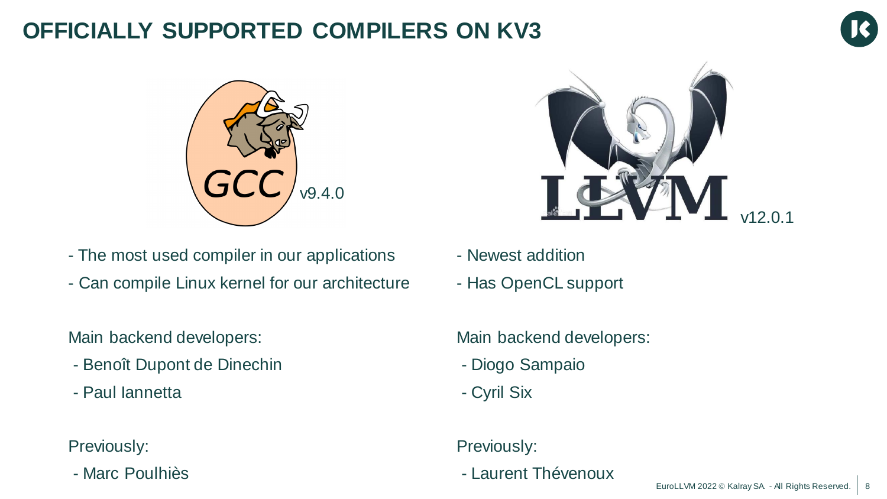# OFFICIALLY SUPPORTED COMPILERS ON KV3

GCC v9.4.0

- The most used compiler in our applications
- Can compile Linux kernel for our architecture

Main backend developers:

- Benoît Dupont de Dinechin
- Paul Iannetta

Previously:

- Marc Poulhiès

LLVM v12.0.1

- Newest addition
- Has OpenCL support

Main backend developers:

- Diogo Sampaio
- Cyril Six

Previously:

- Laurent Thévenoux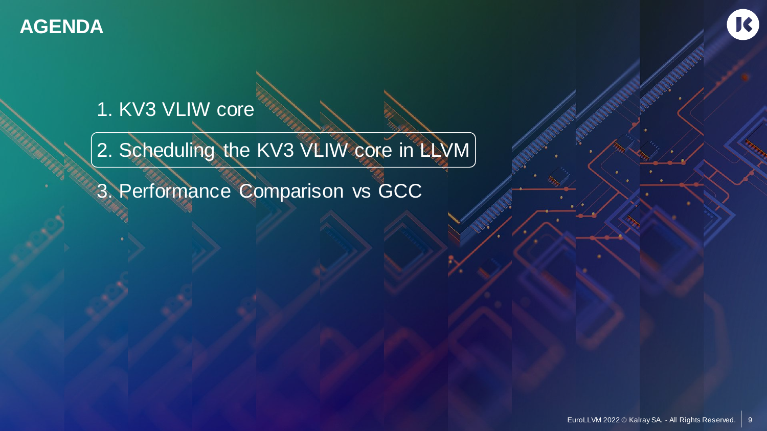# AGENDA

1. KV3 VLIW core
2. Scheduling the KV3 VLIW core in LLVM
3. Performance Comparison vs GCC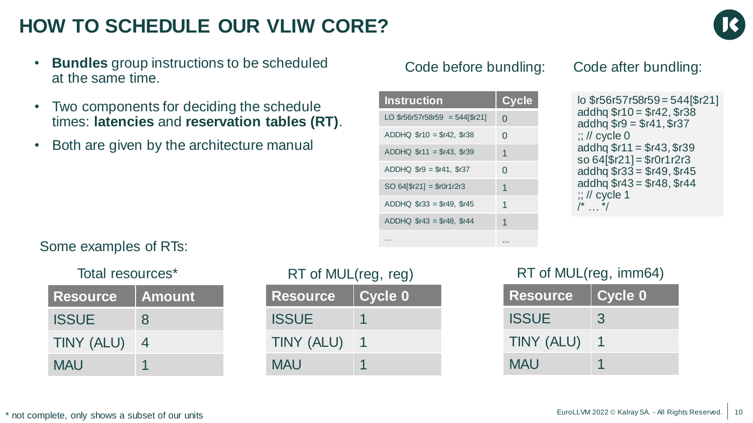# HOW TO SCHEDULE OUR VLIW CORE?

- **Bundles** group instructions to be scheduled at the same time.
- Two components for deciding the schedule times: **latencies** and **reservation tables (RT)**.
- Both are given by the architecture manual

Code before bundling:

| Instruction | Cycle |
|---|---|
| LO $r56r57r58r59 = 544[$r21] | 0 |
| ADDHQ $r10 = $r42, $r38 | 0 |
| ADDHQ $r11 = $r43, $r39 | 1 |
| ADDHQ $r9 = $r41, $r37 | 0 |
| SO 64[$r21] = $r0r1r2r3 | 1 |
| ADDHQ $r33 = $r49, $r45 | 1 |
| ADDHQ $r43 = $r48, $r44 | 1 |
| ... | ... |

Code after bundling:

```
lo $r56r57r58r59 = 544[$r21]
addhq $r10 = $r42, $r38
addhq $r9 = $r41, $r37
;; // cycle 0
addhq $r11 = $r43, $r39
so 64[$r21] = $r0r1r2r3
addhq $r33 = $r49, $r45
addhq $r43 = $r48, $r44
;; // cycle 1
/* … */
```

Some examples of RTs:

Total resources*

| Resource | Amount |
|---|---|
| ISSUE | 8 |
| TINY (ALU) | 4 |
| MAU | 1 |

RT of MUL(reg, reg)

| Resource | Cycle 0 |
|---|---|
| ISSUE | 1 |
| TINY (ALU) | 1 |
| MAU | 1 |

RT of MUL(reg, imm64)

| Resource | Cycle 0 |
|---|---|
| ISSUE | 3 |
| TINY (ALU) | 1 |
| MAU | 1 |

* not complete, only shows a subset of our units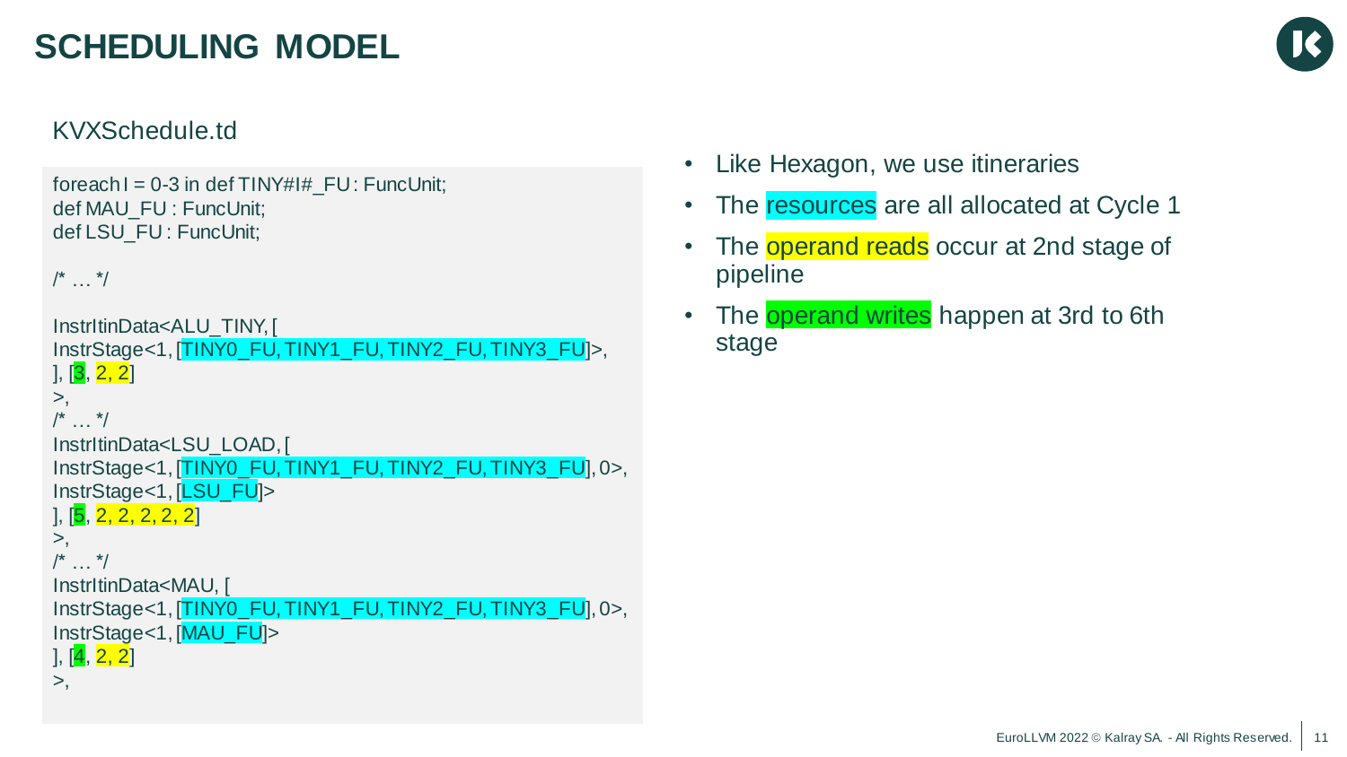# SCHEDULING MODEL

KVXSchedule.td

```
foreach I = 0-3 in def TINY#I#_FU : FuncUnit;
def MAU_FU : FuncUnit;
def LSU_FU : FuncUnit;

/* … */

InstrItinData<ALU_TINY, [
InstrStage<1, [TINY0_FU, TINY1_FU, TINY2_FU, TINY3_FU]>,
], [3, 2, 2]
>,
/* … */
InstrItinData<LSU_LOAD, [
InstrStage<1, [TINY0_FU, TINY1_FU, TINY2_FU, TINY3_FU], 0>,
InstrStage<1, [LSU_FU]>
], [5, 2, 2, 2, 2, 2]
>,
/* … */
InstrItinData<MAU, [
InstrStage<1, [TINY0_FU, TINY1_FU, TINY2_FU, TINY3_FU], 0>,
InstrStage<1, [MAU_FU]>
], [4, 2, 2]
>,
```

- Like Hexagon, we use itineraries
- The resources are all allocated at Cycle 1
- The operand reads occur at 2nd stage of pipeline
- The operand writes happen at 3rd to 6th stage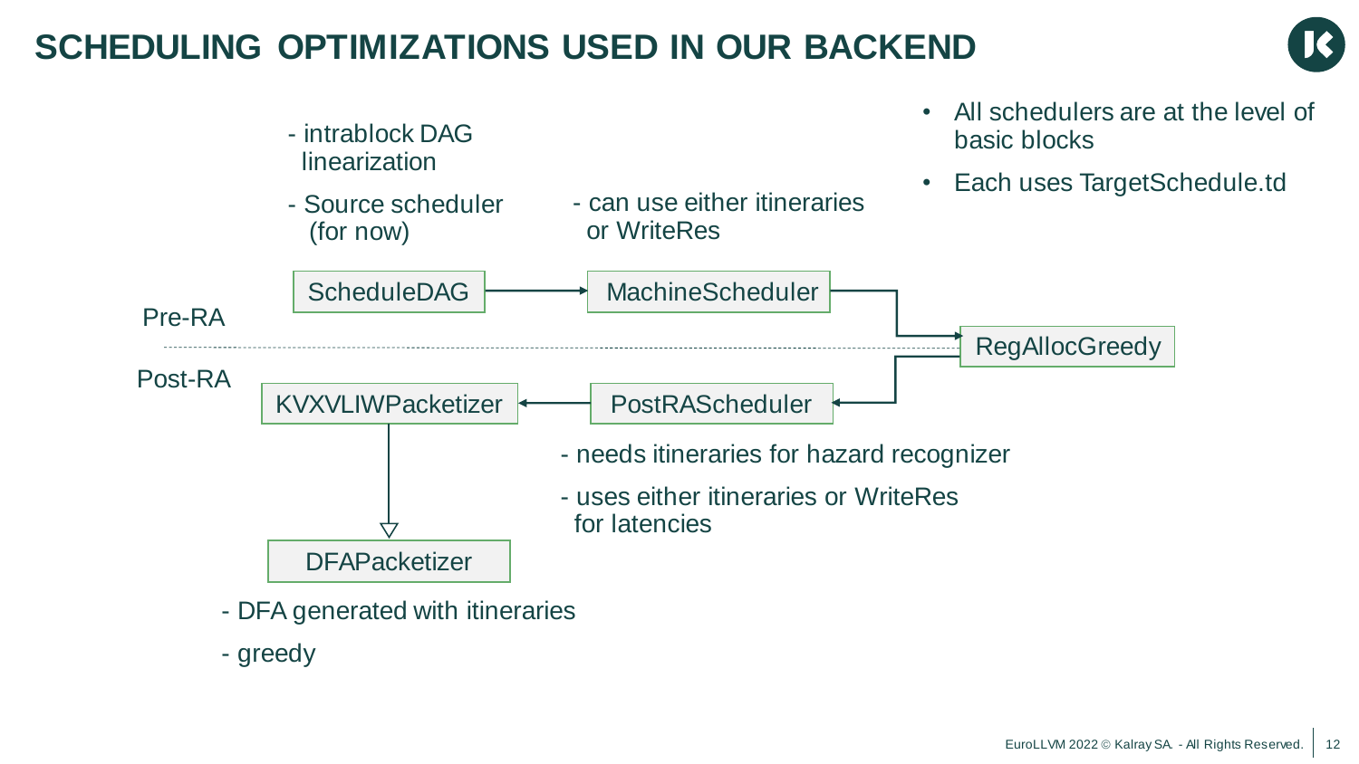# SCHEDULING OPTIMIZATIONS USED IN OUR BACKEND

- All schedulers are at the level of basic blocks
- Each uses TargetSchedule.td

**Pre-RA**

**ScheduleDAG**
- intrablock DAG linearization
- Source scheduler (for now)

→ **MachineScheduler**
- can use either itineraries or WriteRes

→ **RegAllocGreedy**

**Post-RA**

→ **PostRAScheduler**
- needs itineraries for hazard recognizer
- uses either itineraries or WriteRes for latencies

→ **KVXVLIWPacketizer**

→ **DFAPacketizer**
- DFA generated with itineraries
- greedy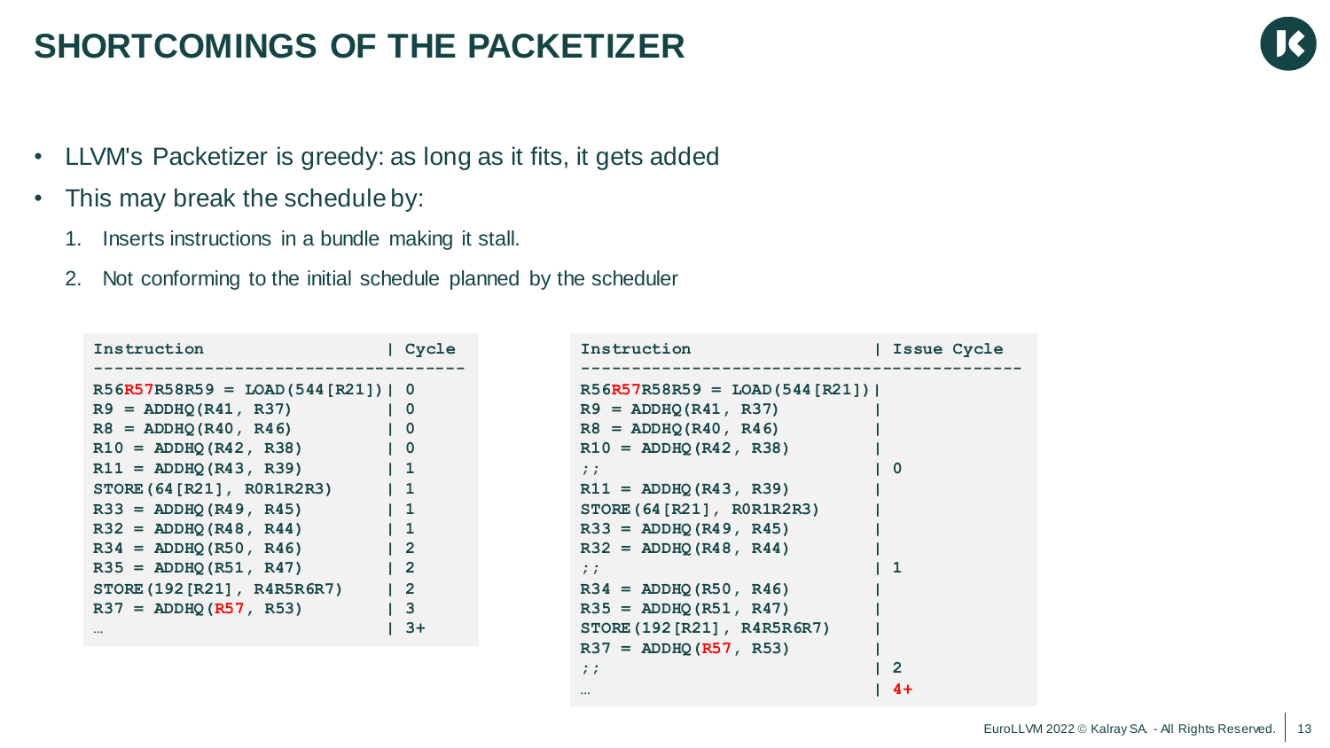# SHORTCOMINGS OF THE PACKETIZER

- LLVM's Packetizer is greedy: as long as it fits, it gets added
- This may break the schedule by:
  1. Inserts instructions in a bundle making it stall.
  2. Not conforming to the initial schedule planned by the scheduler

```
Instruction                    | Cycle
-------------------------------------
R56R57R58R59 = LOAD(544[R21])| 0
R9 = ADDHQ(R41, R37)          | 0
R8 = ADDHQ(R40, R46)          | 0
R10 = ADDHQ(R42, R38)         | 0
R11 = ADDHQ(R43, R39)         | 1
STORE(64[R21], R0R1R2R3)      | 1
R33 = ADDHQ(R49, R45)         | 1
R32 = ADDHQ(R48, R44)         | 1
R34 = ADDHQ(R50, R46)         | 2
R35 = ADDHQ(R51, R47)         | 2
STORE(192[R21], R4R5R6R7)     | 2
R37 = ADDHQ(R57, R53)         | 3
…                             | 3+
```

```
Instruction                    | Issue Cycle
------------------------------------------
R56R57R58R59 = LOAD(544[R21])|
R9 = ADDHQ(R41, R37)          |
R8 = ADDHQ(R40, R46)          |
R10 = ADDHQ(R42, R38)         |
;;                            | 0
R11 = ADDHQ(R43, R39)         |
STORE(64[R21], R0R1R2R3)      |
R33 = ADDHQ(R49, R45)         |
R32 = ADDHQ(R48, R44)         |
;;                            | 1
R34 = ADDHQ(R50, R46)         |
R35 = ADDHQ(R51, R47)         |
STORE(192[R21], R4R5R6R7)     |
R37 = ADDHQ(R57, R53)         |
;;                            | 2
…                             | 4+
```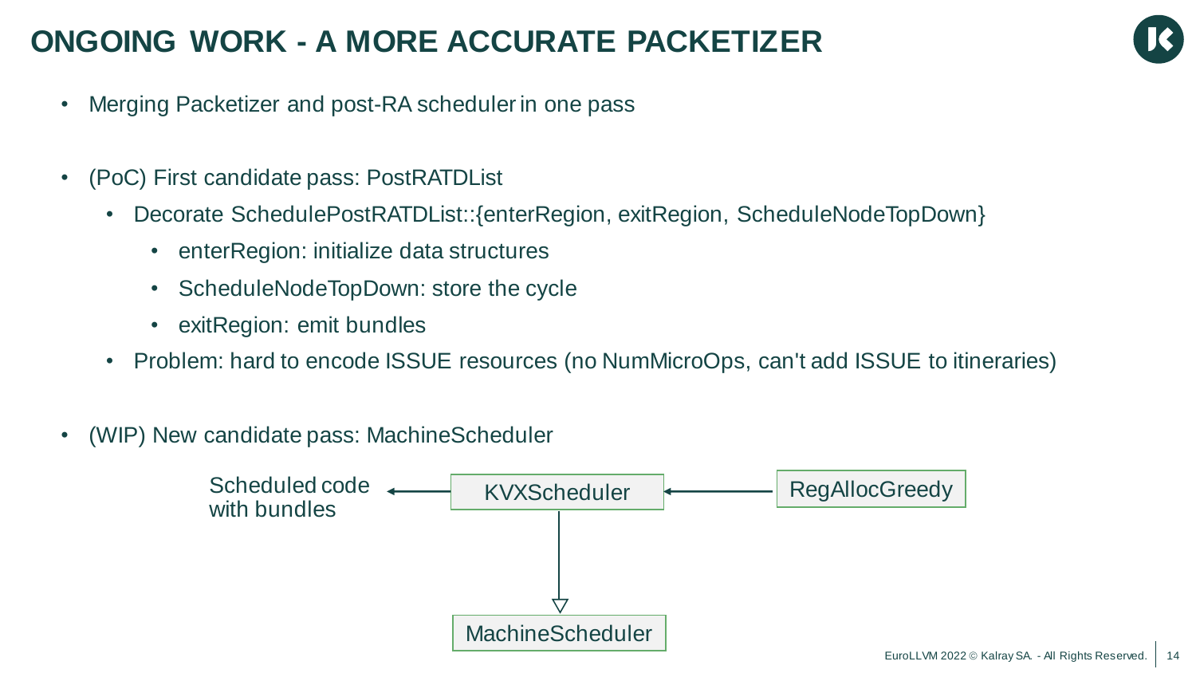# ONGOING WORK - A MORE ACCURATE PACKETIZER

- Merging Packetizer and post-RA scheduler in one pass
- (PoC) First candidate pass: PostRATDList
  - Decorate SchedulePostRATDList::{enterRegion, exitRegion, ScheduleNodeTopDown}
    - enterRegion: initialize data structures
    - ScheduleNodeTopDown: store the cycle
    - exitRegion: emit bundles
  - Problem: hard to encode ISSUE resources (no NumMicroOps, can't add ISSUE to itineraries)
- (WIP) New candidate pass: MachineScheduler

Scheduled code with bundles ← KVXScheduler ← RegAllocGreedy

KVXScheduler → MachineScheduler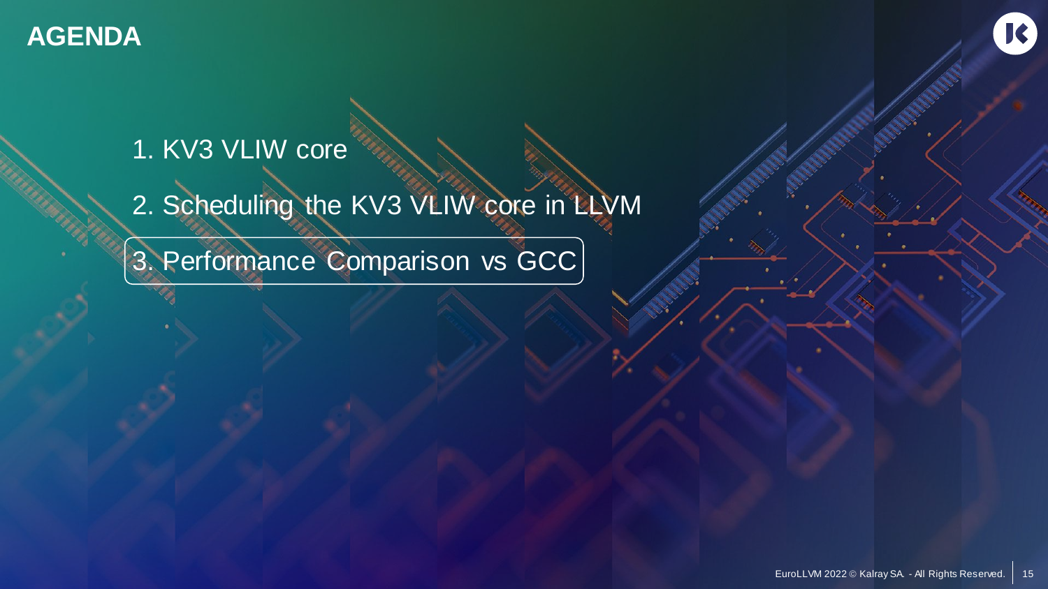# AGENDA

1. KV3 VLIW core
2. Scheduling the KV3 VLIW core in LLVM
3. Performance Comparison vs GCC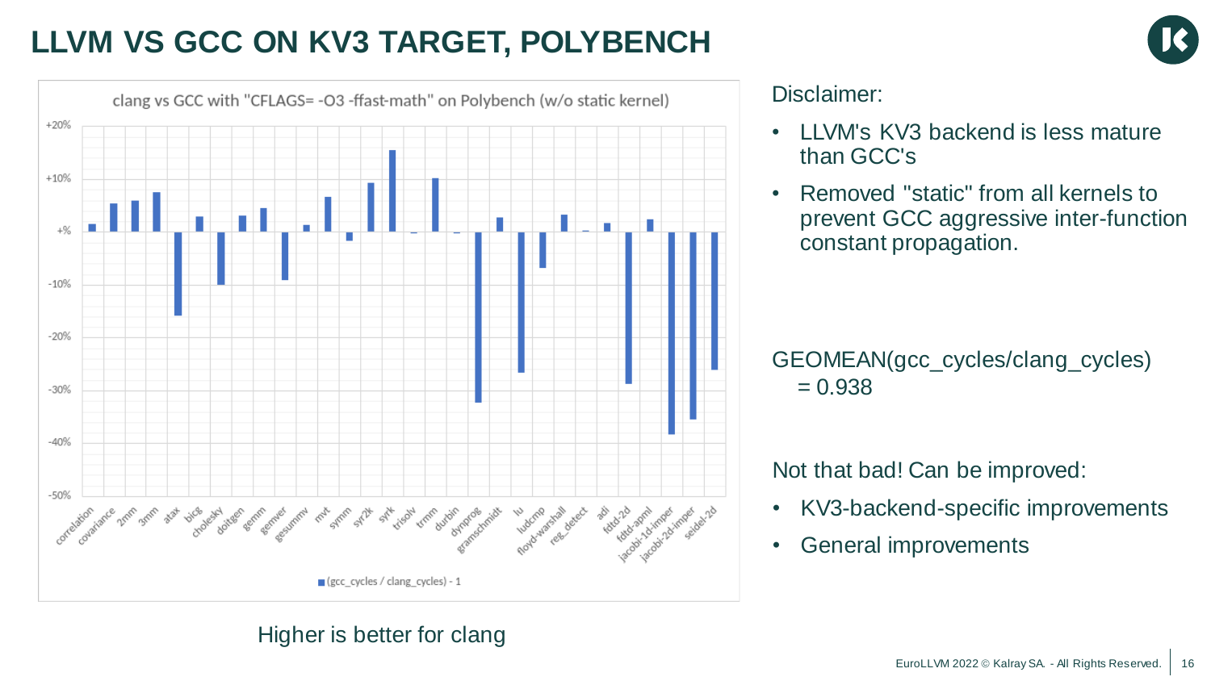# LLVM VS GCC ON KV3 TARGET, POLYBENCH

clang vs GCC with "CFLAGS= -O3 -ffast-math" on Polybench (w/o static kernel)

■ (gcc_cycles / clang_cycles) - 1

Higher is better for clang

Disclaimer:

- LLVM's KV3 backend is less mature than GCC's
- Removed "static" from all kernels to prevent GCC aggressive inter-function constant propagation.

GEOMEAN(gcc_cycles/clang_cycles) = 0.938

Not that bad! Can be improved:

- KV3-backend-specific improvements
- General improvements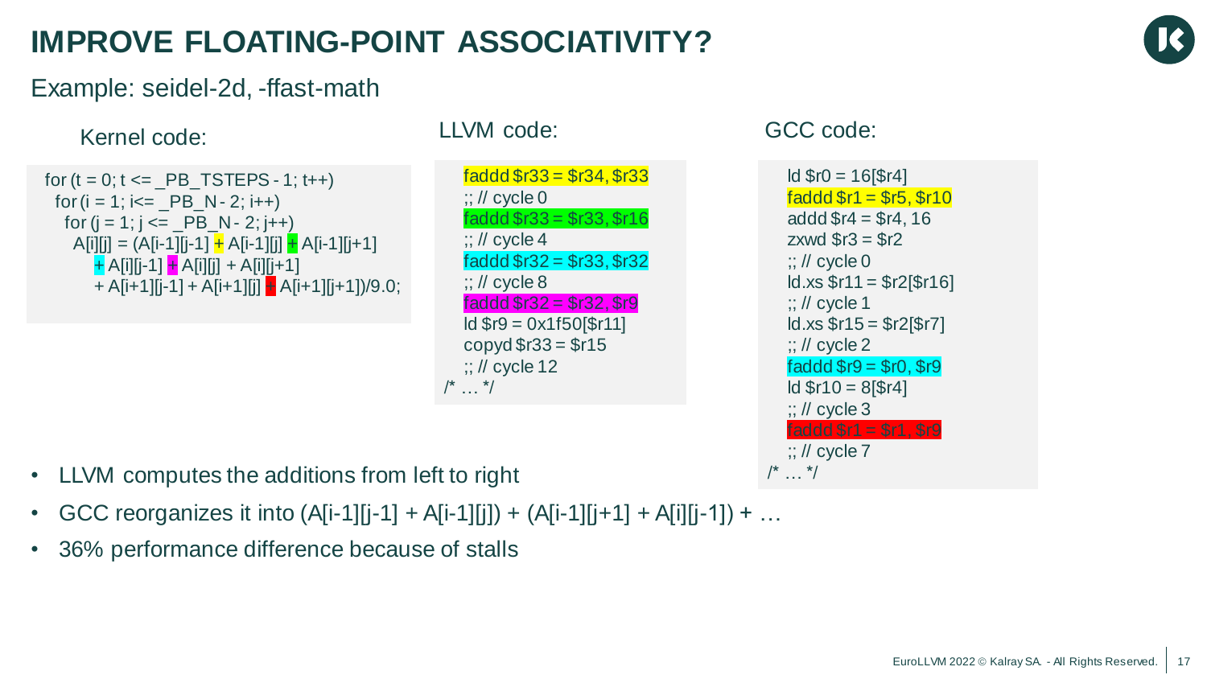# IMPROVE FLOATING-POINT ASSOCIATIVITY?

Example: seidel-2d, -ffast-math

Kernel code:

```
for (t = 0; t <= _PB_TSTEPS - 1; t++)
  for (i = 1; i<= _PB_N - 2; i++)
    for (j = 1; j <= _PB_N - 2; j++)
      A[i][j] = (A[i-1][j-1] + A[i-1][j] + A[i-1][j+1]
         + A[i][j-1] + A[i][j] + A[i][j+1]
         + A[i+1][j-1] + A[i+1][j] + A[i+1][j+1])/9.0;
```

LLVM code:

```
    faddd $r33 = $r34, $r33
    ;; // cycle 0
    faddd $r33 = $r33, $r16
    ;; // cycle 4
    faddd $r32 = $r33, $r32
    ;; // cycle 8
    faddd $r32 = $r32, $r9
    ld $r9 = 0x1f50[$r11]
    copyd $r33 = $r15
    ;; // cycle 12
/* … */
```

GCC code:

```
    ld $r0 = 16[$r4]
    faddd $r1 = $r5, $r10
    addd $r4 = $r4, 16
    zxwd $r3 = $r2
    ;; // cycle 0
    ld.xs $r11 = $r2[$r16]
    ;; // cycle 1
    ld.xs $r15 = $r2[$r7]
    ;; // cycle 2
    faddd $r9 = $r0, $r9
    ld $r10 = 8[$r4]
    ;; // cycle 3
    faddd $r1 = $r1, $r9
    ;; // cycle 7
/* … */
```

- LLVM computes the additions from left to right
- GCC reorganizes it into (A[i-1][j-1] + A[i-1][j]) + (A[i-1][j+1] + A[i][j-1]) + …
- 36% performance difference because of stalls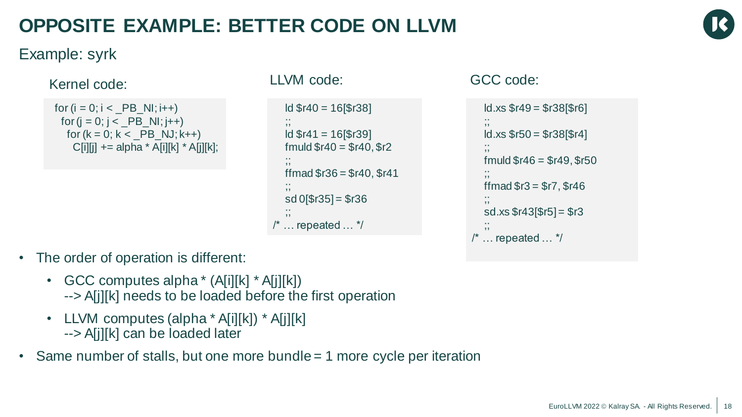# OPPOSITE EXAMPLE: BETTER CODE ON LLVM

Example: syrk

Kernel code:

```
for (i = 0; i < _PB_NI; i++)
  for (j = 0; j < _PB_NI; j++)
    for (k = 0; k < _PB_NJ; k++)
      C[i][j] += alpha * A[i][k] * A[j][k];
```

LLVM code:

```
   ld $r40 = 16[$r38]
   ;;
   ld $r41 = 16[$r39]
   fmuld $r40 = $r40, $r2
   ;;
   ffmad $r36 = $r40, $r41
   ;;
   sd 0[$r35] = $r36
   ;;
/* … repeated … */
```

GCC code:

```
   ld.xs $r49 = $r38[$r6]
   ;;
   ld.xs $r50 = $r38[$r4]
   ;;
   fmuld $r46 = $r49, $r50
   ;;
   ffmad $r3 = $r7, $r46
   ;;
   sd.xs $r43[$r5] = $r3
   ;;
/* … repeated … */
```

- The order of operation is different:
  - GCC computes alpha * (A[i][k] * A[j][k])
    --> A[j][k] needs to be loaded before the first operation
  - LLVM computes (alpha * A[i][k]) * A[j][k]
    --> A[j][k] can be loaded later
- Same number of stalls, but one more bundle = 1 more cycle per iteration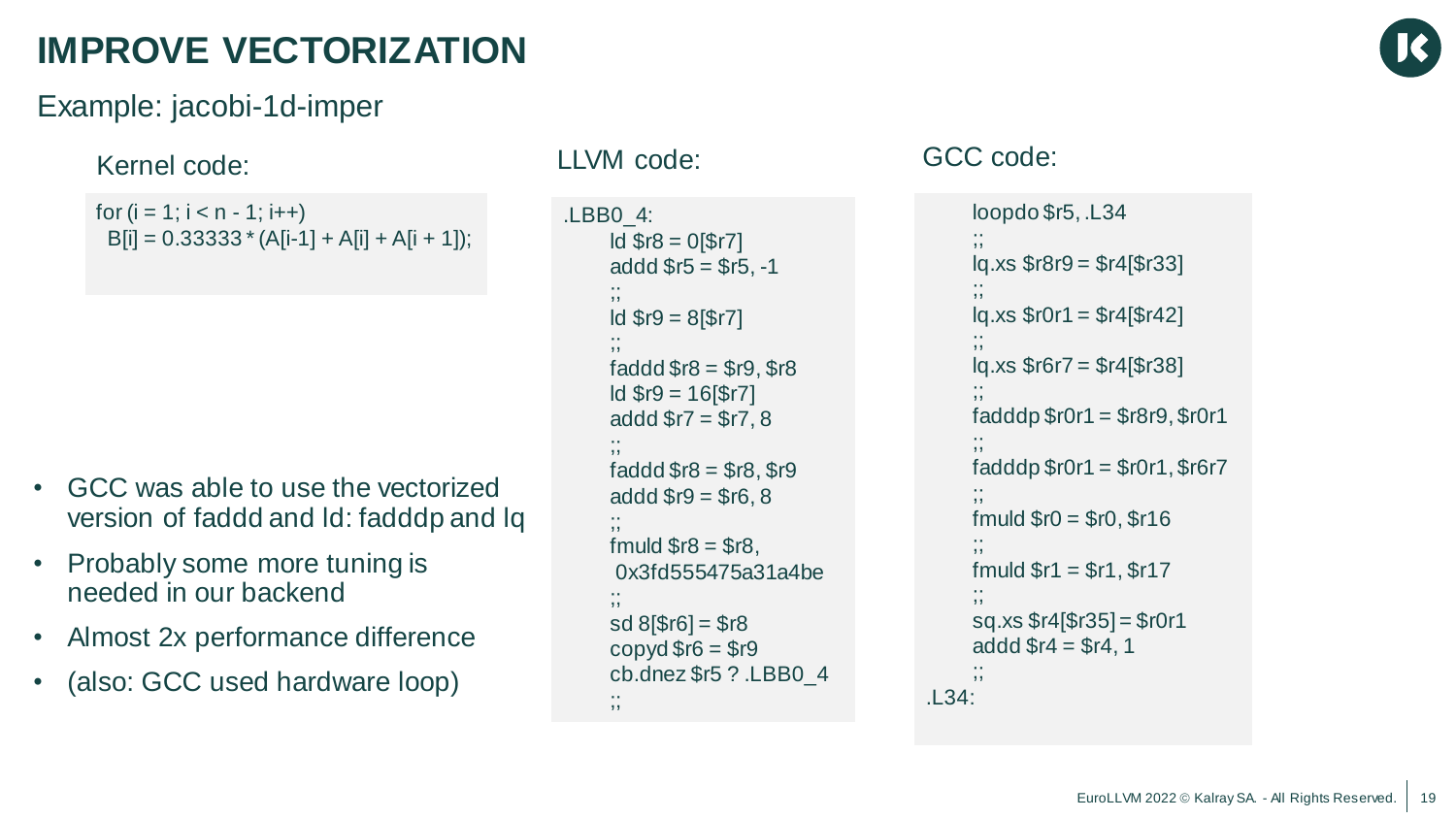# IMPROVE VECTORIZATION

## Example: jacobi-1d-imper

Kernel code:

```
for (i = 1; i < n - 1; i++)
  B[i] = 0.33333 * (A[i-1] + A[i] + A[i + 1]);
```

LLVM code:

```
.LBB0_4:
      ld $r8 = 0[$r7]
      addd $r5 = $r5, -1
      ;;
      ld $r9 = 8[$r7]
      ;;
      faddd $r8 = $r9, $r8
      ld $r9 = 16[$r7]
      addd $r7 = $r7, 8
      ;;
      faddd $r8 = $r8, $r9
      addd $r9 = $r6, 8
      ;;
      fmuld $r8 = $r8,
       0x3fd555475a31a4be
      ;;
      sd 8[$r6] = $r8
      copyd $r6 = $r9
      cb.dnez $r5 ? .LBB0_4
      ;;
```

GCC code:

```
      loopdo $r5, .L34
      ;;
      lq.xs $r8r9 = $r4[$r33]
      ;;
      lq.xs $r0r1 = $r4[$r42]
      ;;
      lq.xs $r6r7 = $r4[$r38]
      ;;
      fadddp $r0r1 = $r8r9, $r0r1
      ;;
      fadddp $r0r1 = $r0r1, $r6r7
      ;;
      fmuld $r0 = $r0, $r16
      ;;
      fmuld $r1 = $r1, $r17
      ;;
      sq.xs $r4[$r35] = $r0r1
      addd $r4 = $r4, 1
      ;;
.L34:
```

- GCC was able to use the vectorized version of faddd and ld: fadddp and lq
- Probably some more tuning is needed in our backend
- Almost 2x performance difference
- (also: GCC used hardware loop)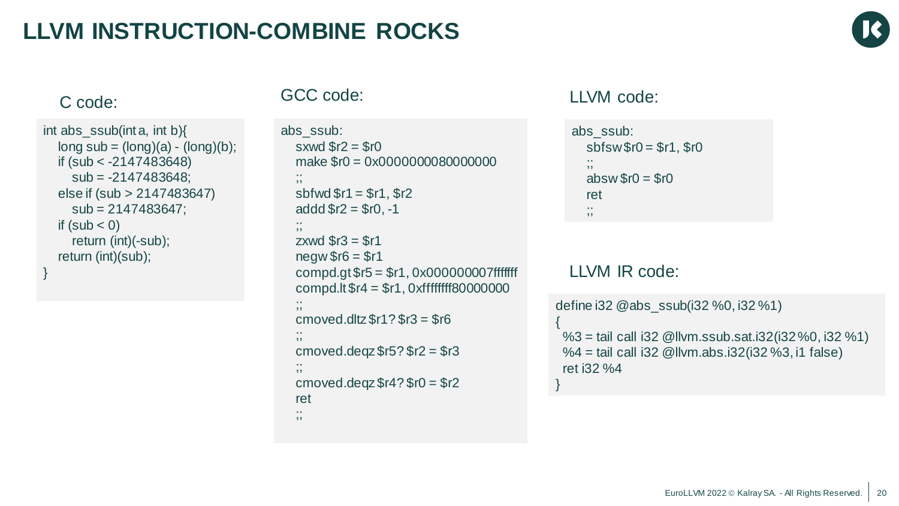# LLVM INSTRUCTION-COMBINE ROCKS

C code:

```c
int abs_ssub(int a, int b){
    long sub = (long)(a) - (long)(b);
    if (sub < -2147483648)
        sub = -2147483648;
    else if (sub > 2147483647)
        sub = 2147483647;
    if (sub < 0)
        return (int)(-sub);
    return (int)(sub);
}
```

GCC code:

```
abs_ssub:
    sxwd $r2 = $r0
    make $r0 = 0x0000000080000000
    ;;
    sbfwd $r1 = $r1, $r2
    addd $r2 = $r0, -1
    ;;
    zxwd $r3 = $r1
    negw $r6 = $r1
    compd.gt $r5 = $r1, 0x000000007fffffff
    compd.lt $r4 = $r1, 0xffffffff80000000
    ;;
    cmoved.dltz $r1? $r3 = $r6
    ;;
    cmoved.deqz $r5? $r2 = $r3
    ;;
    cmoved.deqz $r4? $r0 = $r2
    ret
    ;;
```

LLVM code:

```
abs_ssub:
    sbfsw $r0 = $r1, $r0
    ;;
    absw $r0 = $r0
    ret
    ;;
```

LLVM IR code:

```llvm
define i32 @abs_ssub(i32 %0, i32 %1)
{
  %3 = tail call i32 @llvm.ssub.sat.i32(i32 %0, i32 %1)
  %4 = tail call i32 @llvm.abs.i32(i32 %3, i1 false)
  ret i32 %4
}
```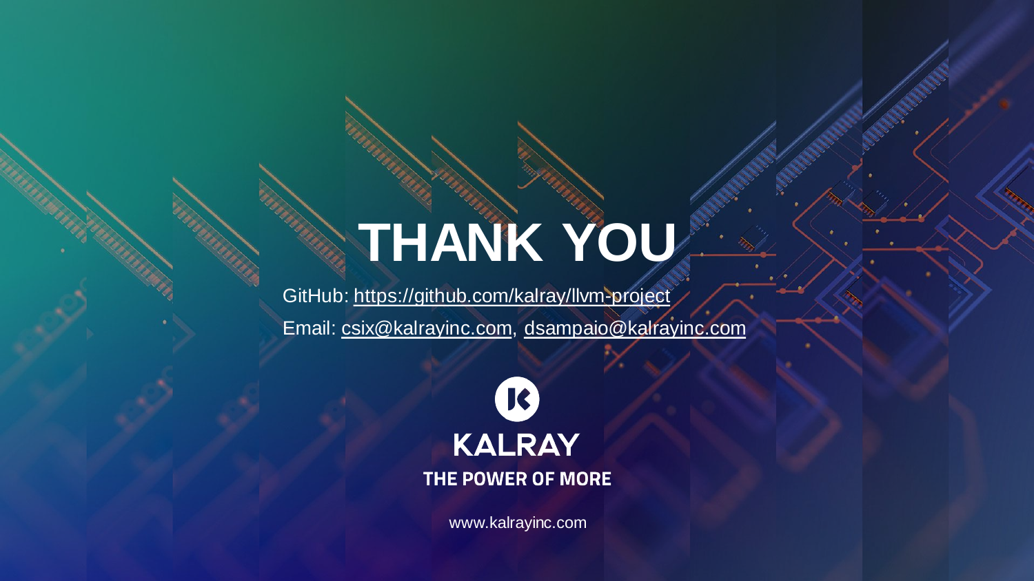# THANK YOU

GitHub: https://github.com/kalray/llvm-project

Email: csix@kalrayinc.com, dsampaio@kalrayinc.com

KALRAY

THE POWER OF MORE

www.kalrayinc.com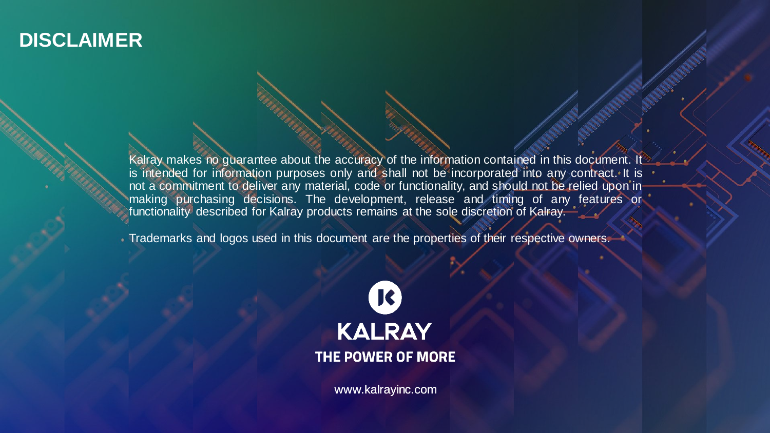# DISCLAIMER

Kalray makes no guarantee about the accuracy of the information contained in this document. It is intended for information purposes only and shall not be incorporated into any contract. It is not a commitment to deliver any material, code or functionality, and should not be relied upon in making purchasing decisions. The development, release and timing of any features or functionality described for Kalray products remains at the sole discretion of Kalray.

Trademarks and logos used in this document are the properties of their respective owners.

KALRAY

THE POWER OF MORE

www.kalrayinc.com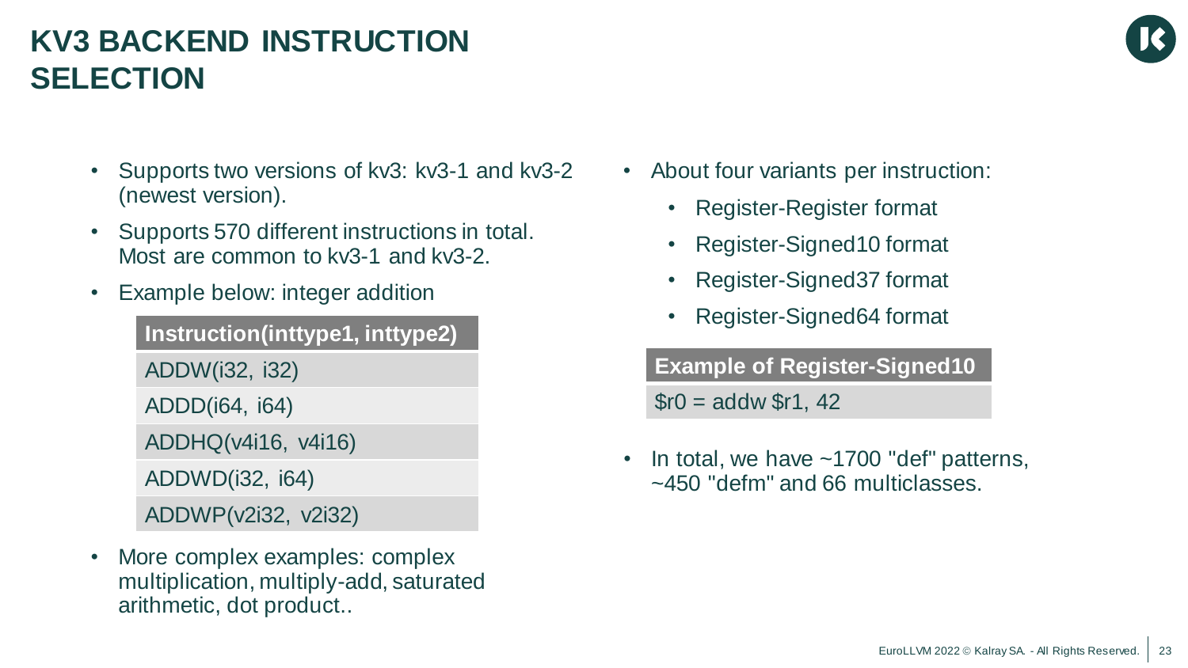# KV3 BACKEND INSTRUCTION SELECTION

- Supports two versions of kv3: kv3-1 and kv3-2 (newest version).
- Supports 570 different instructions in total. Most are common to kv3-1 and kv3-2.
- Example below: integer addition

| Instruction(inttype1, inttype2) |
| --- |
| ADDW(i32, i32) |
| ADDD(i64, i64) |
| ADDHQ(v4i16, v4i16) |
| ADDWD(i32, i64) |
| ADDWP(v2i32, v2i32) |

- More complex examples: complex multiplication, multiply-add, saturated arithmetic, dot product..

- About four variants per instruction:
  - Register-Register format
  - Register-Signed10 format
  - Register-Signed37 format
  - Register-Signed64 format

| Example of Register-Signed10 |
| --- |
| $r0 = addw $r1, 42 |

- In total, we have ~1700 "def" patterns, ~450 "defm" and 66 multiclasses.